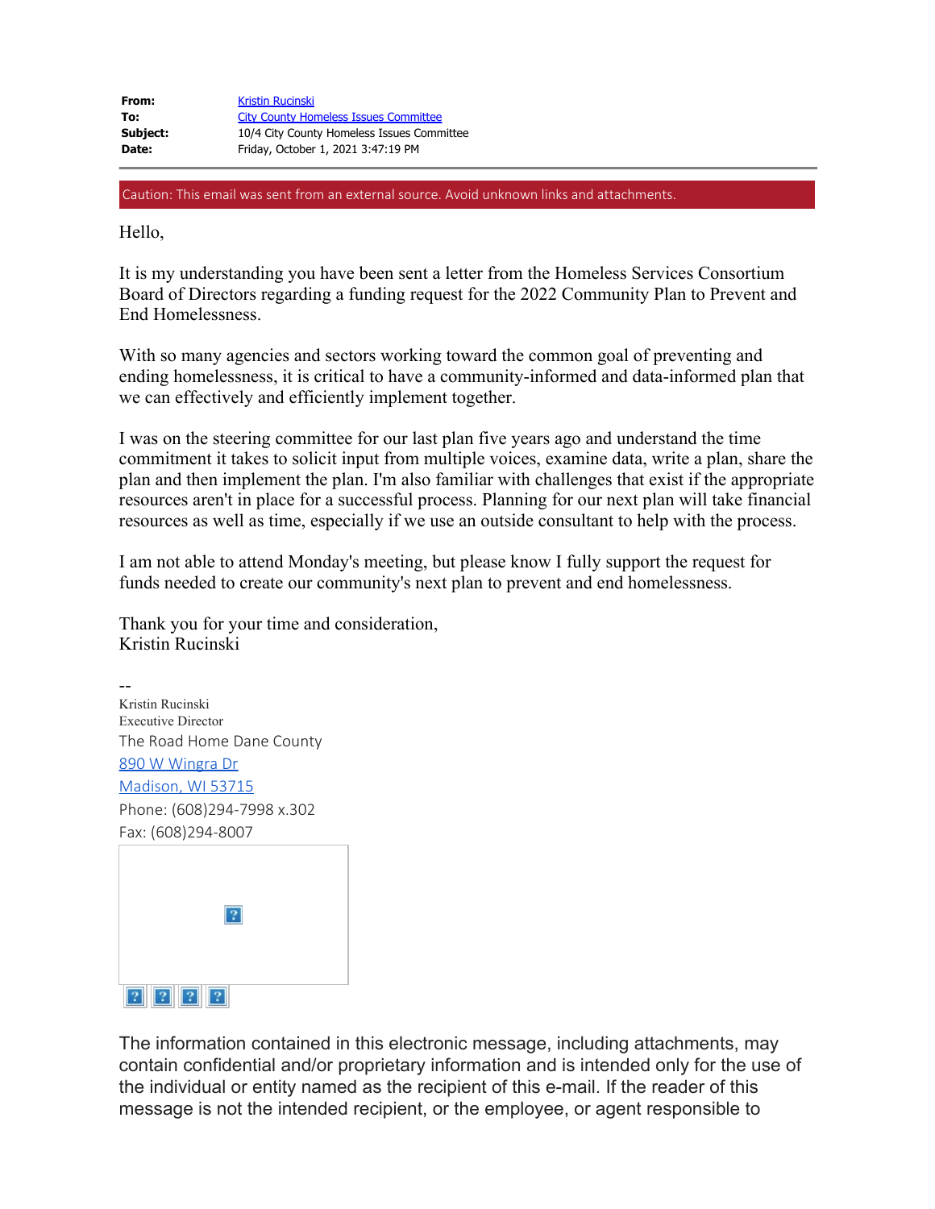| | |
|---|---|
| **From:** | Kristin Rucinski |
| **To:** | City County Homeless Issues Committee |
| **Subject:** | 10/4 City County Homeless Issues Committee |
| **Date:** | Friday, October 1, 2021 3:47:19 PM |

Caution: This email was sent from an external source. Avoid unknown links and attachments.

Hello,

It is my understanding you have been sent a letter from the Homeless Services Consortium Board of Directors regarding a funding request for the 2022 Community Plan to Prevent and End Homelessness.

With so many agencies and sectors working toward the common goal of preventing and ending homelessness, it is critical to have a community-informed and data-informed plan that we can effectively and efficiently implement together.

I was on the steering committee for our last plan five years ago and understand the time commitment it takes to solicit input from multiple voices, examine data, write a plan, share the plan and then implement the plan. I'm also familiar with challenges that exist if the appropriate resources aren't in place for a successful process. Planning for our next plan will take financial resources as well as time, especially if we use an outside consultant to help with the process.

I am not able to attend Monday's meeting, but please know I fully support the request for funds needed to create our community's next plan to prevent and end homelessness.

Thank you for your time and consideration,
Kristin Rucinski

--
Kristin Rucinski
Executive Director
The Road Home Dane County
890 W Wingra Dr
Madison, WI 53715
Phone: (608)294-7998 x.302
Fax: (608)294-8007

The information contained in this electronic message, including attachments, may contain confidential and/or proprietary information and is intended only for the use of the individual or entity named as the recipient of this e-mail. If the reader of this message is not the intended recipient, or the employee, or agent responsible to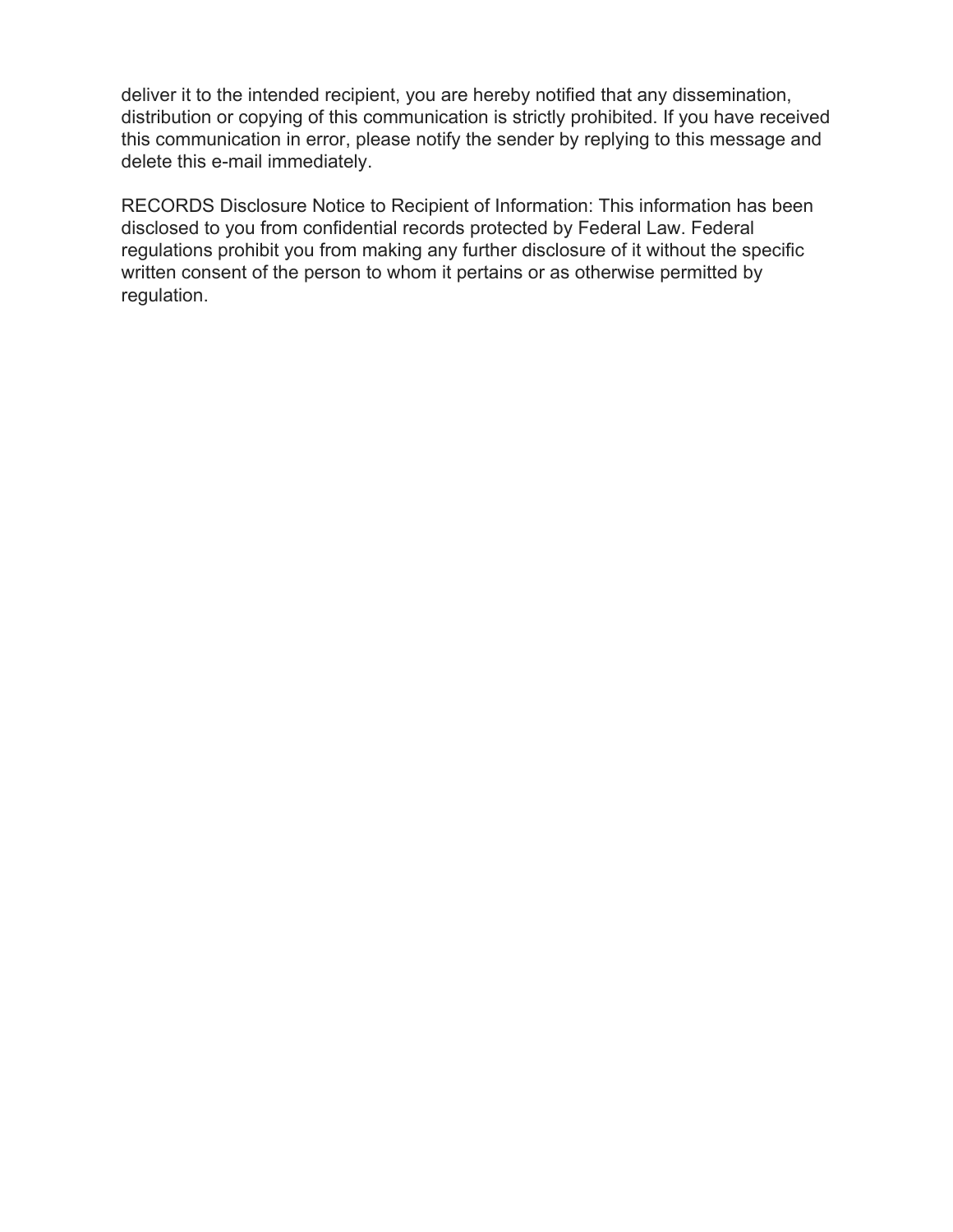deliver it to the intended recipient, you are hereby notified that any dissemination, distribution or copying of this communication is strictly prohibited. If you have received this communication in error, please notify the sender by replying to this message and delete this e-mail immediately.

RECORDS Disclosure Notice to Recipient of Information: This information has been disclosed to you from confidential records protected by Federal Law. Federal regulations prohibit you from making any further disclosure of it without the specific written consent of the person to whom it pertains or as otherwise permitted by regulation.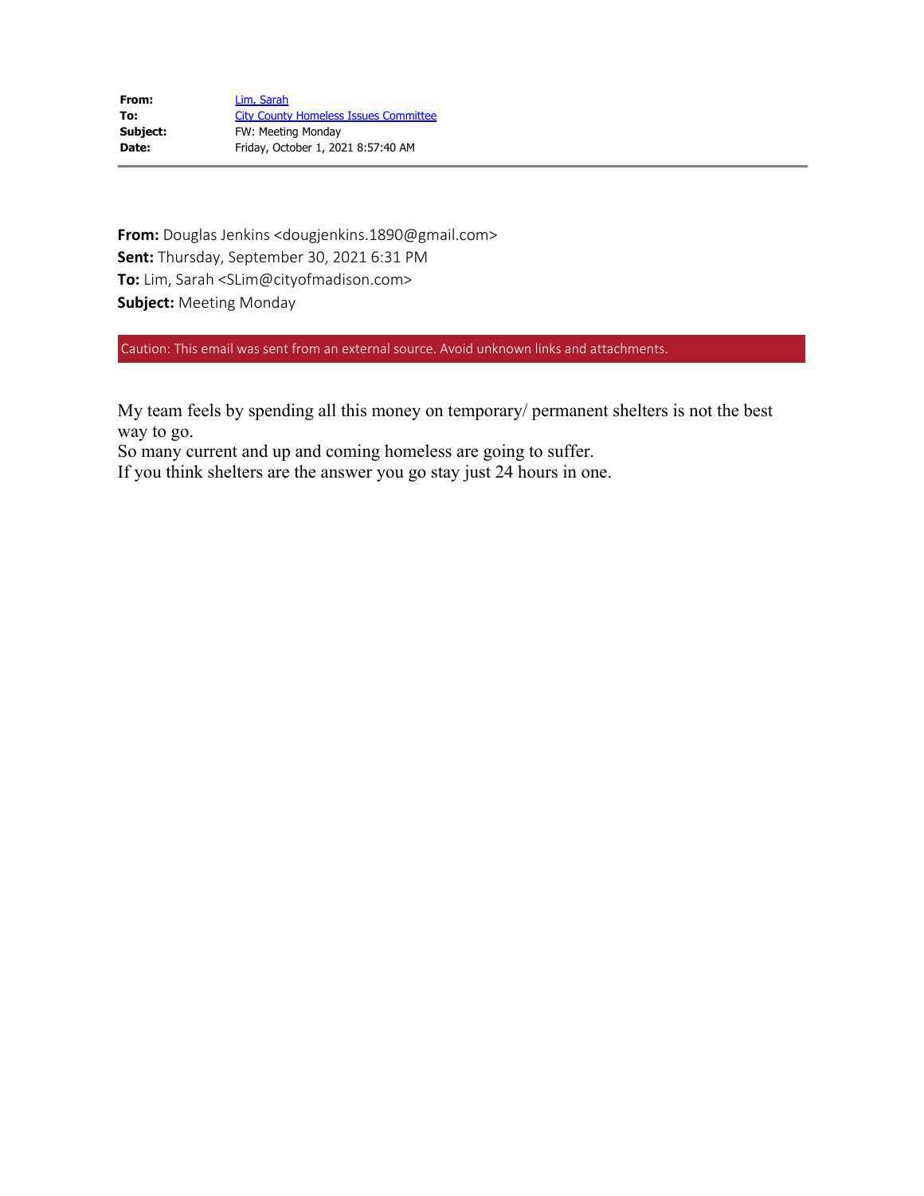| | |
|---|---|
| **From:** | Lim, Sarah |
| **To:** | City County Homeless Issues Committee |
| **Subject:** | FW: Meeting Monday |
| **Date:** | Friday, October 1, 2021 8:57:40 AM |

---

**From:** Douglas Jenkins <dougjenkins.1890@gmail.com>
**Sent:** Thursday, September 30, 2021 6:31 PM
**To:** Lim, Sarah <SLim@cityofmadison.com>
**Subject:** Meeting Monday

Caution: This email was sent from an external source. Avoid unknown links and attachments.

My team feels by spending all this money on temporary/ permanent shelters is not the best way to go.
So many current and up and coming homeless are going to suffer.
If you think shelters are the answer you go stay just 24 hours in one.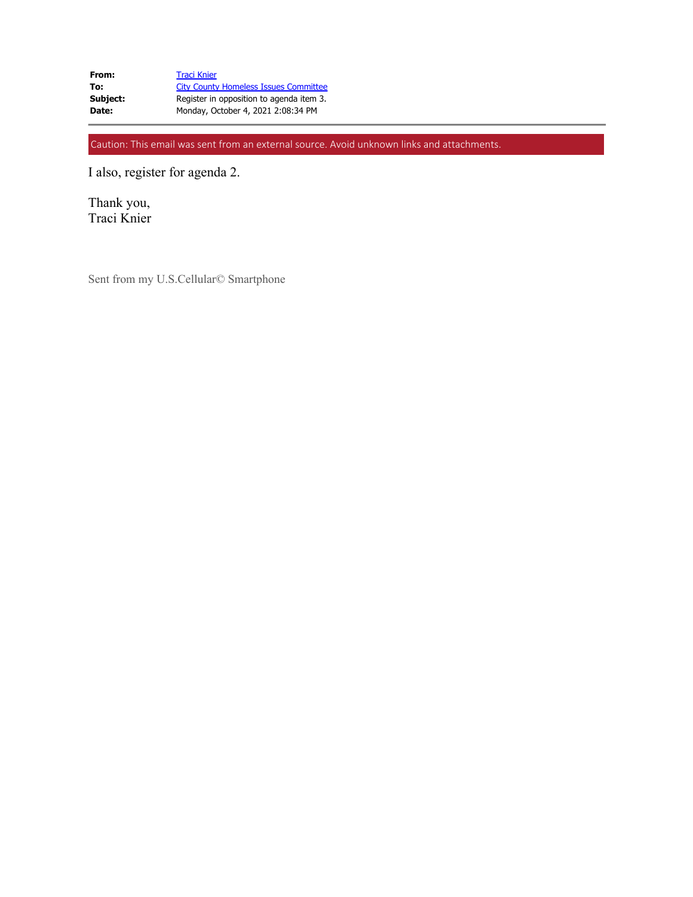| | |
|---|---|
| **From:** | Traci Knier |
| **To:** | City County Homeless Issues Committee |
| **Subject:** | Register in opposition to agenda item 3. |
| **Date:** | Monday, October 4, 2021 2:08:34 PM |

Caution: This email was sent from an external source. Avoid unknown links and attachments.

I also, register for agenda 2.

Thank you,
Traci Knier

Sent from my U.S.Cellular© Smartphone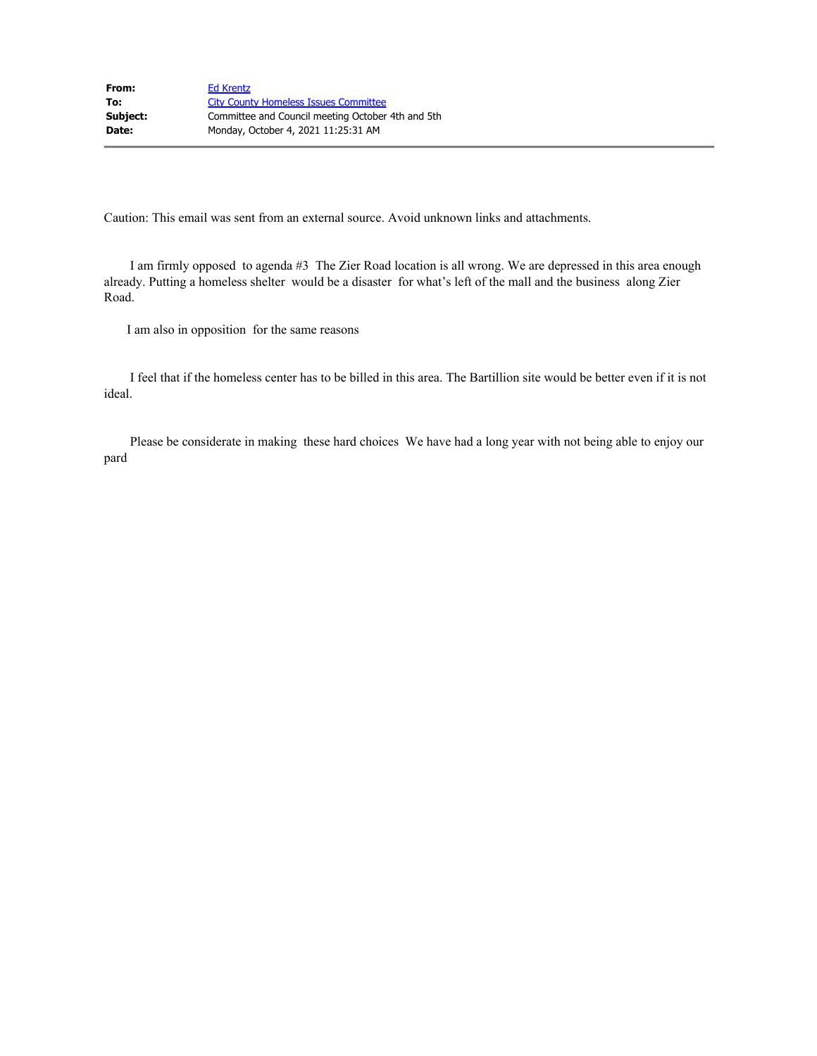| | |
|---|---|
| **From:** | Ed Krentz |
| **To:** | City County Homeless Issues Committee |
| **Subject:** | Committee and Council meeting October 4th and 5th |
| **Date:** | Monday, October 4, 2021 11:25:31 AM |

Caution: This email was sent from an external source. Avoid unknown links and attachments.

I am firmly opposed to agenda #3 The Zier Road location is all wrong. We are depressed in this area enough already. Putting a homeless shelter would be a disaster for what's left of the mall and the business along Zier Road.

I am also in opposition for the same reasons

I feel that if the homeless center has to be billed in this area. The Bartillion site would be better even if it is not ideal.

Please be considerate in making these hard choices We have had a long year with not being able to enjoy our pard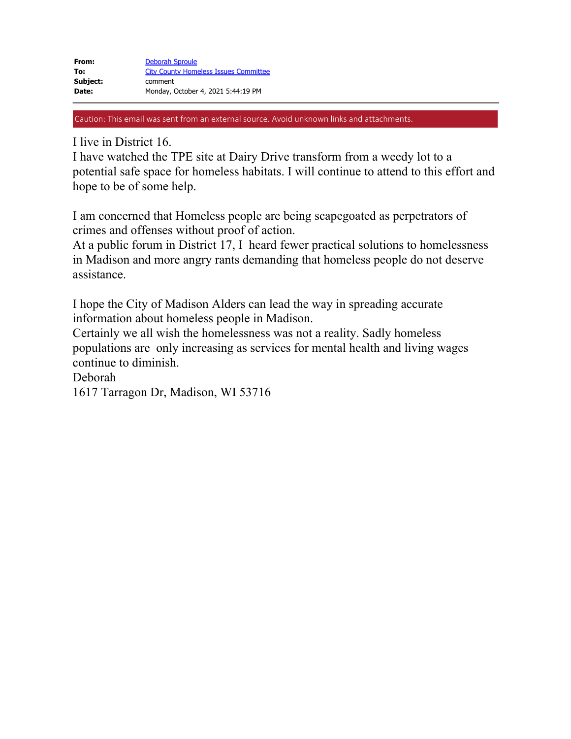| | |
|---|---|
| **From:** | Deborah Sproule |
| **To:** | City County Homeless Issues Committee |
| **Subject:** | comment |
| **Date:** | Monday, October 4, 2021 5:44:19 PM |

Caution: This email was sent from an external source. Avoid unknown links and attachments.

I live in District 16.
I have watched the TPE site at Dairy Drive transform from a weedy lot to a potential safe space for homeless habitats. I will continue to attend to this effort and hope to be of some help.

I am concerned that Homeless people are being scapegoated as perpetrators of crimes and offenses without proof of action.
At a public forum in District 17, I heard fewer practical solutions to homelessness in Madison and more angry rants demanding that homeless people do not deserve assistance.

I hope the City of Madison Alders can lead the way in spreading accurate information about homeless people in Madison.
Certainly we all wish the homelessness was not a reality. Sadly homeless populations are only increasing as services for mental health and living wages continue to diminish.
Deborah
1617 Tarragon Dr, Madison, WI 53716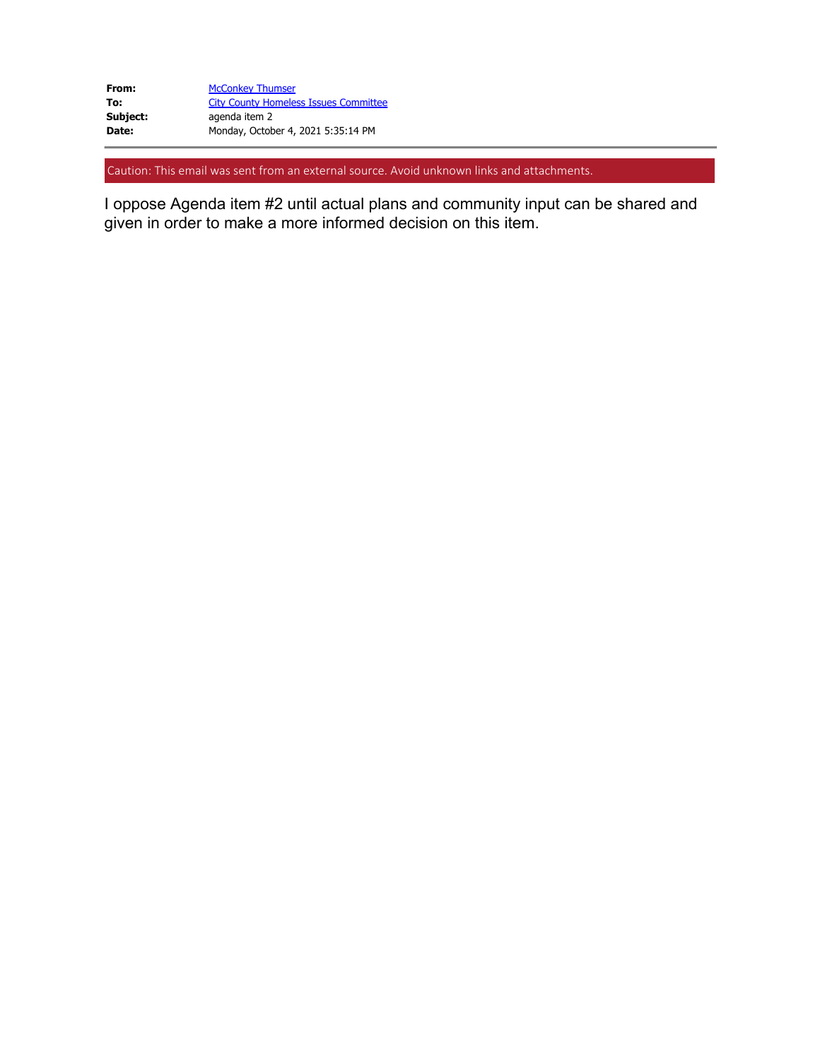| | |
|---|---|
| **From:** | McConkey Thumser |
| **To:** | City County Homeless Issues Committee |
| **Subject:** | agenda item 2 |
| **Date:** | Monday, October 4, 2021 5:35:14 PM |

Caution: This email was sent from an external source. Avoid unknown links and attachments.

I oppose Agenda item #2 until actual plans and community input can be shared and given in order to make a more informed decision on this item.